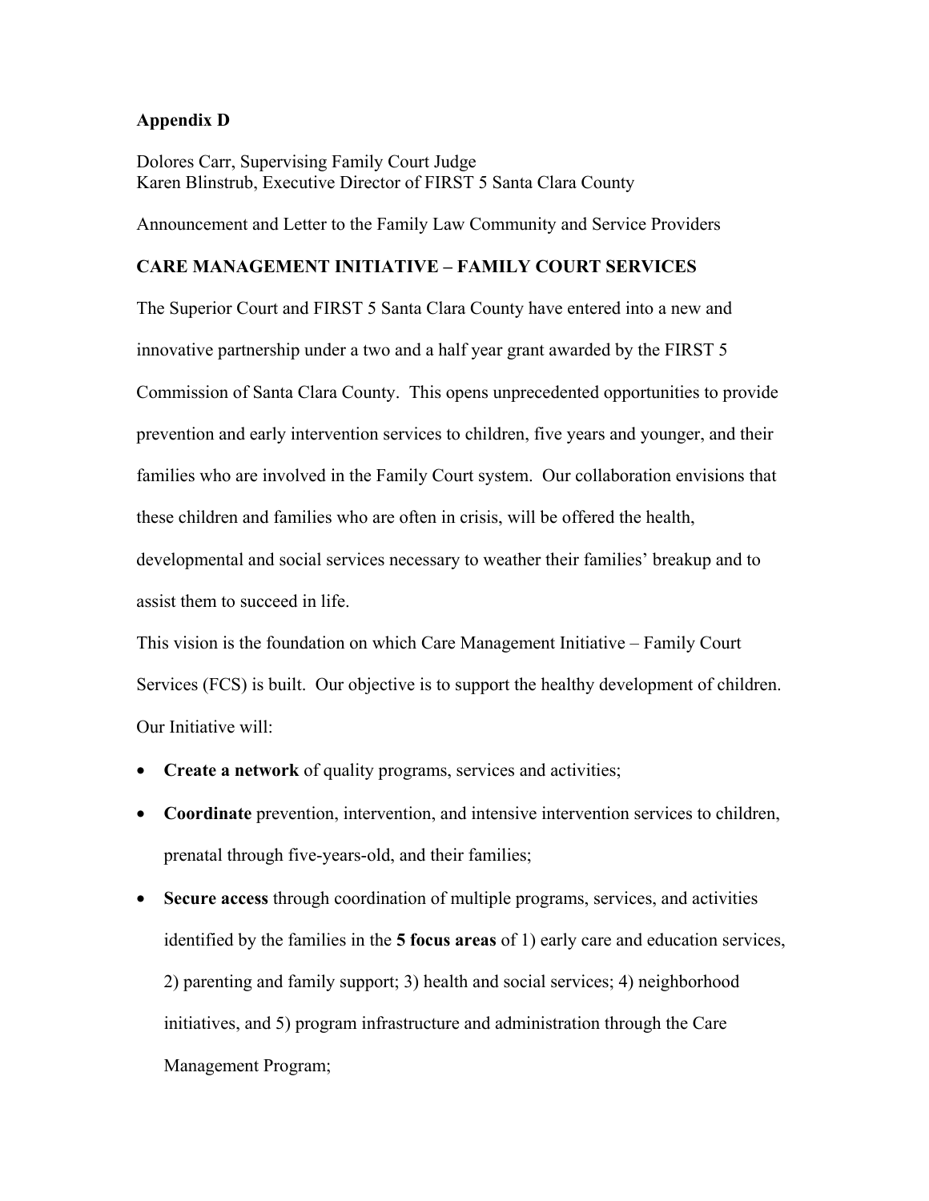**Appendix D**

Dolores Carr, Supervising Family Court Judge
Karen Blinstrub, Executive Director of FIRST 5 Santa Clara County

Announcement and Letter to the Family Law Community and Service Providers

**CARE MANAGEMENT INITIATIVE – FAMILY COURT SERVICES**

The Superior Court and FIRST 5 Santa Clara County have entered into a new and innovative partnership under a two and a half year grant awarded by the FIRST 5 Commission of Santa Clara County. This opens unprecedented opportunities to provide prevention and early intervention services to children, five years and younger, and their families who are involved in the Family Court system. Our collaboration envisions that these children and families who are often in crisis, will be offered the health, developmental and social services necessary to weather their families' breakup and to assist them to succeed in life.

This vision is the foundation on which Care Management Initiative – Family Court Services (FCS) is built. Our objective is to support the healthy development of children. Our Initiative will:

- **Create a network** of quality programs, services and activities;
- **Coordinate** prevention, intervention, and intensive intervention services to children, prenatal through five-years-old, and their families;
- **Secure access** through coordination of multiple programs, services, and activities identified by the families in the **5 focus areas** of 1) early care and education services, 2) parenting and family support; 3) health and social services; 4) neighborhood initiatives, and 5) program infrastructure and administration through the Care Management Program;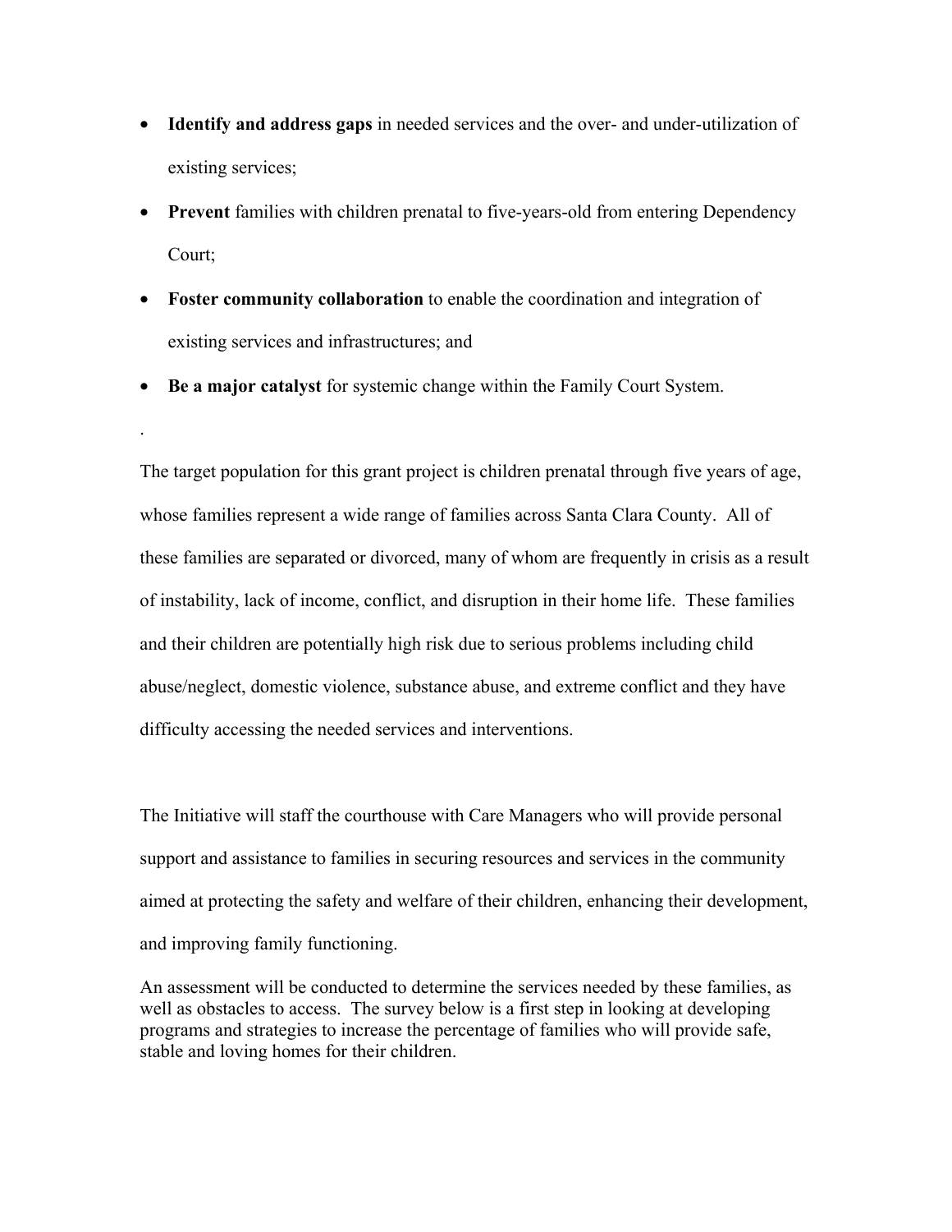- **Identify and address gaps** in needed services and the over- and under-utilization of existing services;
- **Prevent** families with children prenatal to five-years-old from entering Dependency Court;
- **Foster community collaboration** to enable the coordination and integration of existing services and infrastructures; and
- **Be a major catalyst** for systemic change within the Family Court System.

.

The target population for this grant project is children prenatal through five years of age, whose families represent a wide range of families across Santa Clara County. All of these families are separated or divorced, many of whom are frequently in crisis as a result of instability, lack of income, conflict, and disruption in their home life. These families and their children are potentially high risk due to serious problems including child abuse/neglect, domestic violence, substance abuse, and extreme conflict and they have difficulty accessing the needed services and interventions.

The Initiative will staff the courthouse with Care Managers who will provide personal support and assistance to families in securing resources and services in the community aimed at protecting the safety and welfare of their children, enhancing their development, and improving family functioning.

An assessment will be conducted to determine the services needed by these families, as well as obstacles to access. The survey below is a first step in looking at developing programs and strategies to increase the percentage of families who will provide safe, stable and loving homes for their children.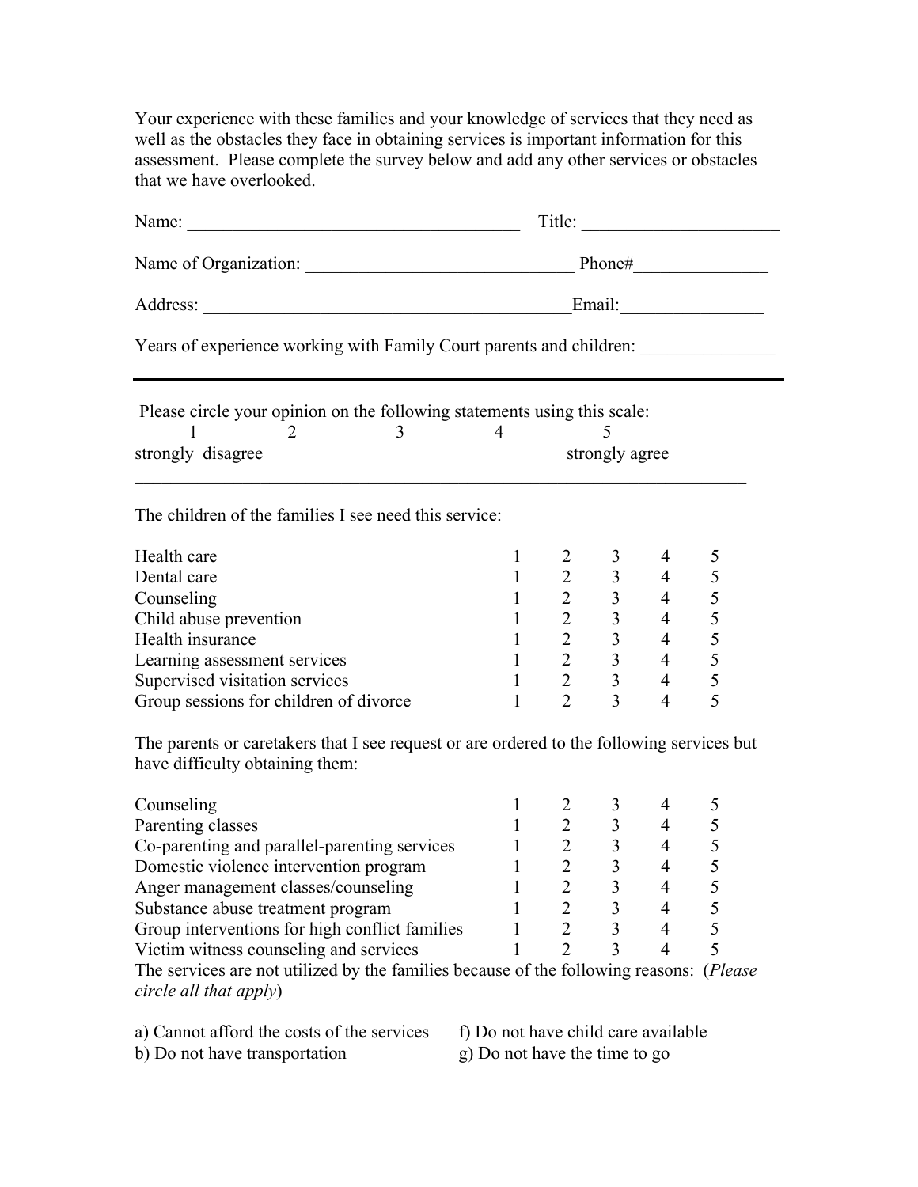Your experience with these families and your knowledge of services that they need as well as the obstacles they face in obtaining services is important information for this assessment. Please complete the survey below and add any other services or obstacles that we have overlooked.

Name: ____________________________________ Title: _____________________

Name of Organization: _____________________________ Phone#_______________

Address: ________________________________________Email:________________

Years of experience working with Family Court parents and children: _______________

---

Please circle your opinion on the following statements using this scale:

| 1 | 2 | 3 | 4 | 5 |
|---|---|---|---|---|
| strongly disagree | | | | strongly agree |

---

The children of the families I see need this service:

| Service | | | | | |
|---|---|---|---|---|---|
| Health care | 1 | 2 | 3 | 4 | 5 |
| Dental care | 1 | 2 | 3 | 4 | 5 |
| Counseling | 1 | 2 | 3 | 4 | 5 |
| Child abuse prevention | 1 | 2 | 3 | 4 | 5 |
| Health insurance | 1 | 2 | 3 | 4 | 5 |
| Learning assessment services | 1 | 2 | 3 | 4 | 5 |
| Supervised visitation services | 1 | 2 | 3 | 4 | 5 |
| Group sessions for children of divorce | 1 | 2 | 3 | 4 | 5 |

The parents or caretakers that I see request or are ordered to the following services but have difficulty obtaining them:

| Service | | | | | |
|---|---|---|---|---|---|
| Counseling | 1 | 2 | 3 | 4 | 5 |
| Parenting classes | 1 | 2 | 3 | 4 | 5 |
| Co-parenting and parallel-parenting services | 1 | 2 | 3 | 4 | 5 |
| Domestic violence intervention program | 1 | 2 | 3 | 4 | 5 |
| Anger management classes/counseling | 1 | 2 | 3 | 4 | 5 |
| Substance abuse treatment program | 1 | 2 | 3 | 4 | 5 |
| Group interventions for high conflict families | 1 | 2 | 3 | 4 | 5 |
| Victim witness counseling and services | 1 | 2 | 3 | 4 | 5 |

The services are not utilized by the families because of the following reasons: (*Please circle all that apply*)

a) Cannot afford the costs of the services

b) Do not have transportation

f) Do not have child care available

g) Do not have the time to go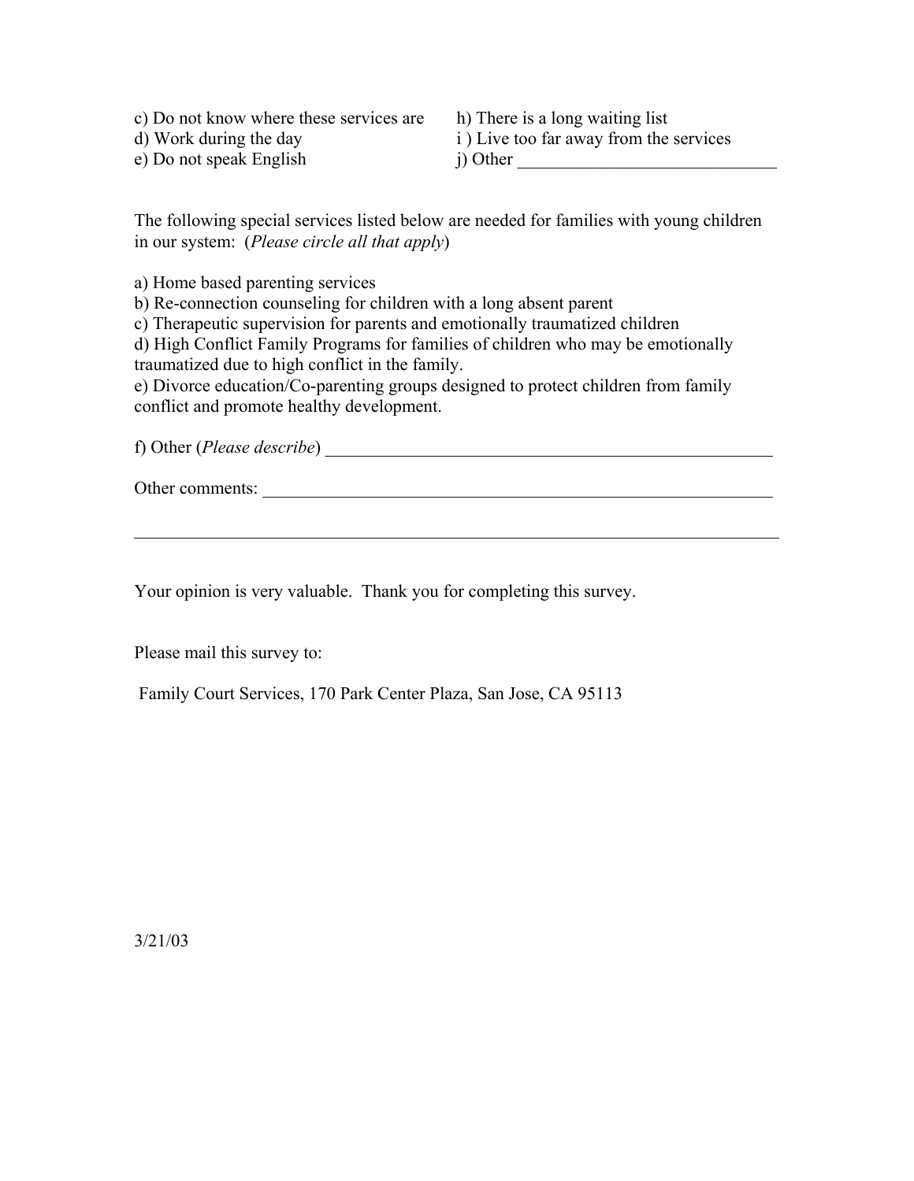c) Do not know where these services are
d) Work during the day
e) Do not speak English
h) There is a long waiting list
i ) Live too far away from the services
j) Other ______________________________

The following special services listed below are needed for families with young children in our system: (*Please circle all that apply*)

a) Home based parenting services
b) Re-connection counseling for children with a long absent parent
c) Therapeutic supervision for parents and emotionally traumatized children
d) High Conflict Family Programs for families of children who may be emotionally traumatized due to high conflict in the family.
e) Divorce education/Co-parenting groups designed to protect children from family conflict and promote healthy development.

f) Other (*Please describe*) _____________________________________________________

Other comments: ____________________________________________________________

_____________________________________________________________________________

Your opinion is very valuable. Thank you for completing this survey.

Please mail this survey to:

Family Court Services, 170 Park Center Plaza, San Jose, CA 95113

3/21/03